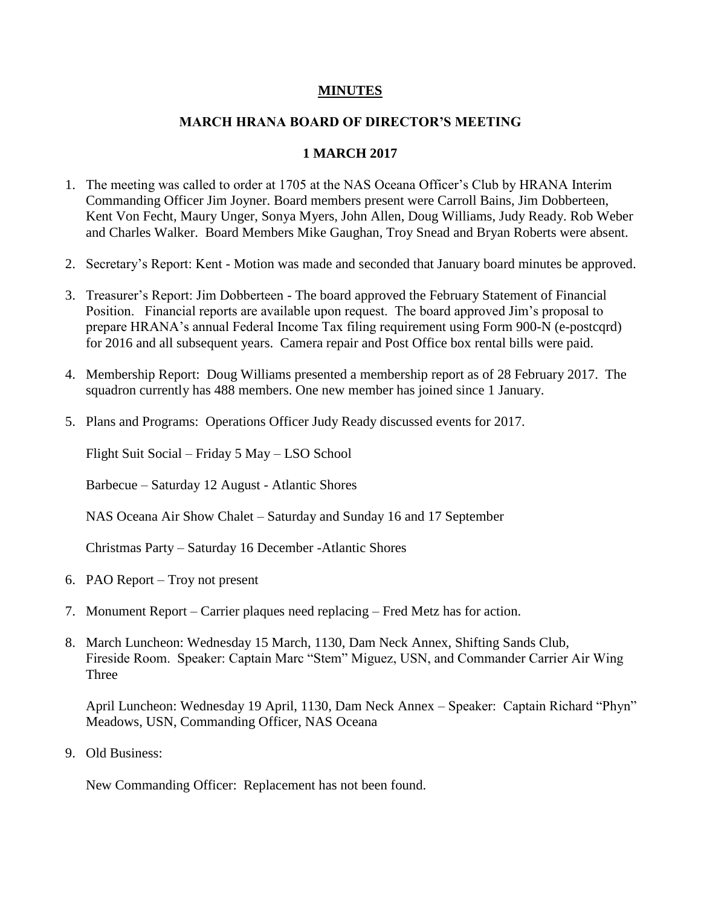**MINUTES**

**MARCH HRANA BOARD OF DIRECTOR'S MEETING**

**1 MARCH 2017**

1. The meeting was called to order at 1705 at the NAS Oceana Officer's Club by HRANA Interim Commanding Officer Jim Joyner. Board members present were Carroll Bains, Jim Dobberteen, Kent Von Fecht, Maury Unger, Sonya Myers, John Allen, Doug Williams, Judy Ready. Rob Weber and Charles Walker. Board Members Mike Gaughan, Troy Snead and Bryan Roberts were absent.

2. Secretary's Report: Kent - Motion was made and seconded that January board minutes be approved.

3. Treasurer's Report: Jim Dobberteen - The board approved the February Statement of Financial Position. Financial reports are available upon request. The board approved Jim's proposal to prepare HRANA's annual Federal Income Tax filing requirement using Form 900-N (e-postcqrd) for 2016 and all subsequent years. Camera repair and Post Office box rental bills were paid.

4. Membership Report: Doug Williams presented a membership report as of 28 February 2017. The squadron currently has 488 members. One new member has joined since 1 January.

5. Plans and Programs: Operations Officer Judy Ready discussed events for 2017.

   Flight Suit Social – Friday 5 May – LSO School

   Barbecue – Saturday 12 August - Atlantic Shores

   NAS Oceana Air Show Chalet – Saturday and Sunday 16 and 17 September

   Christmas Party – Saturday 16 December -Atlantic Shores

6. PAO Report – Troy not present

7. Monument Report – Carrier plaques need replacing – Fred Metz has for action.

8. March Luncheon: Wednesday 15 March, 1130, Dam Neck Annex, Shifting Sands Club, Fireside Room. Speaker: Captain Marc "Stem" Miguez, USN, and Commander Carrier Air Wing Three

   April Luncheon: Wednesday 19 April, 1130, Dam Neck Annex – Speaker: Captain Richard "Phyn" Meadows, USN, Commanding Officer, NAS Oceana

9. Old Business:

   New Commanding Officer: Replacement has not been found.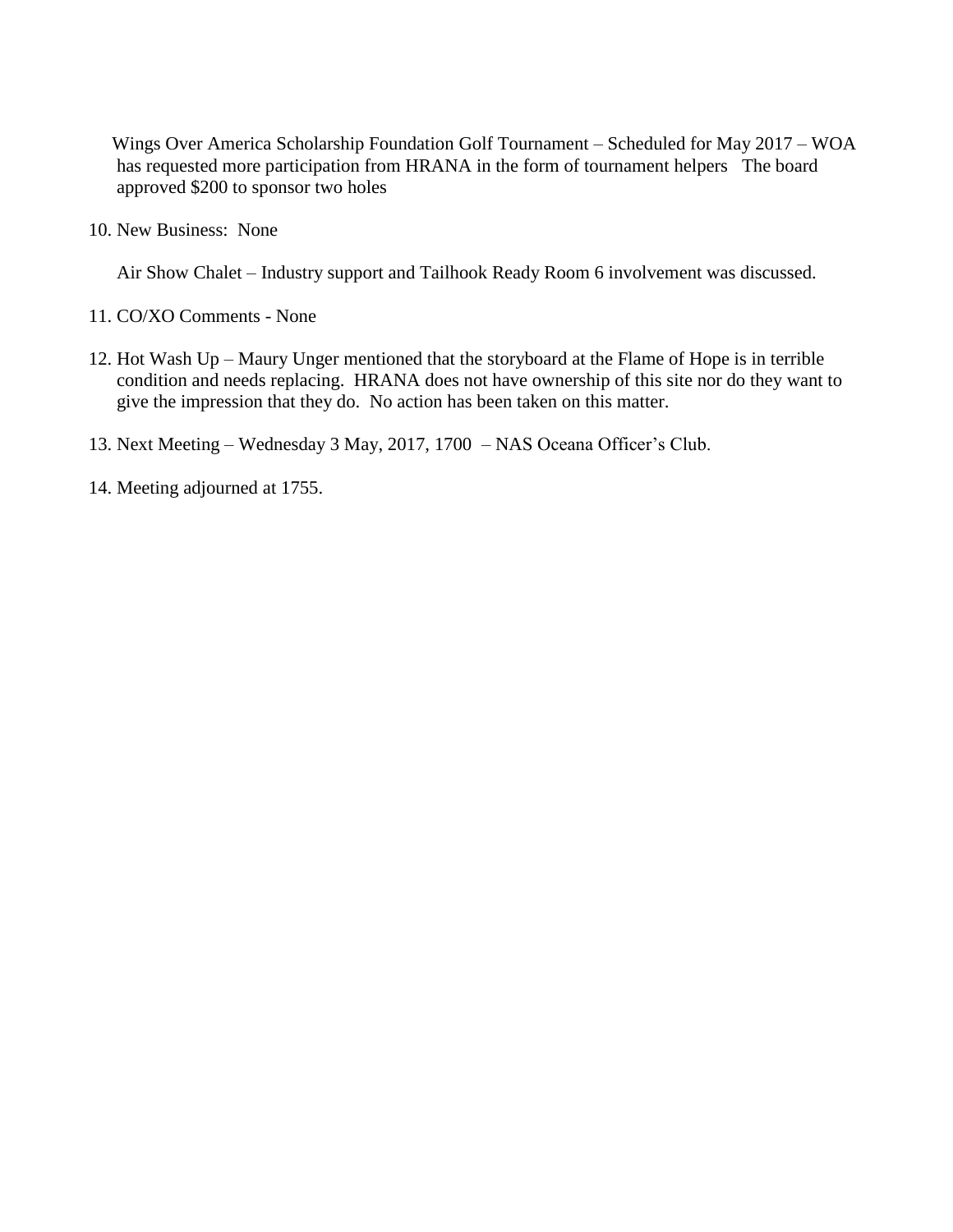Wings Over America Scholarship Foundation Golf Tournament – Scheduled for May 2017 – WOA has requested more participation from HRANA in the form of tournament helpers The board approved $200 to sponsor two holes

10. New Business: None

    Air Show Chalet – Industry support and Tailhook Ready Room 6 involvement was discussed.

11. CO/XO Comments - None

12. Hot Wash Up – Maury Unger mentioned that the storyboard at the Flame of Hope is in terrible condition and needs replacing. HRANA does not have ownership of this site nor do they want to give the impression that they do. No action has been taken on this matter.

13. Next Meeting – Wednesday 3 May, 2017, 1700 – NAS Oceana Officer's Club.

14. Meeting adjourned at 1755.